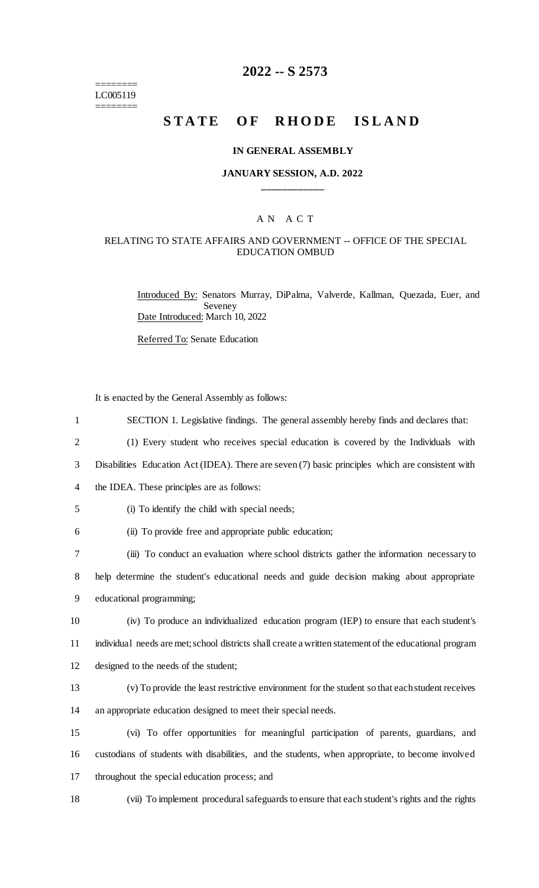========
LC005119
========

# 2022 -- S 2573

# STATE OF RHODE ISLAND

## IN GENERAL ASSEMBLY

### JANUARY SESSION, A.D. 2022

____________

A N A C T

RELATING TO STATE AFFAIRS AND GOVERNMENT -- OFFICE OF THE SPECIAL EDUCATION OMBUD

Introduced By: Senators Murray, DiPalma, Valverde, Kallman, Quezada, Euer, and Seveney

Date Introduced: March 10, 2022

Referred To: Senate Education

It is enacted by the General Assembly as follows:

1 SECTION 1. Legislative findings. The general assembly hereby finds and declares that:

2 (1) Every student who receives special education is covered by the Individuals with

3 Disabilities Education Act (IDEA). There are seven (7) basic principles which are consistent with

4 the IDEA. These principles are as follows:

5 (i) To identify the child with special needs;

6 (ii) To provide free and appropriate public education;

7 (iii) To conduct an evaluation where school districts gather the information necessary to

8 help determine the student's educational needs and guide decision making about appropriate

9 educational programming;

10 (iv) To produce an individualized education program (IEP) to ensure that each student's

11 individual needs are met; school districts shall create a written statement of the educational program

12 designed to the needs of the student;

13 (v) To provide the least restrictive environment for the student so that each student receives

14 an appropriate education designed to meet their special needs.

15 (vi) To offer opportunities for meaningful participation of parents, guardians, and

16 custodians of students with disabilities, and the students, when appropriate, to become involved

17 throughout the special education process; and

18 (vii) To implement procedural safeguards to ensure that each student's rights and the rights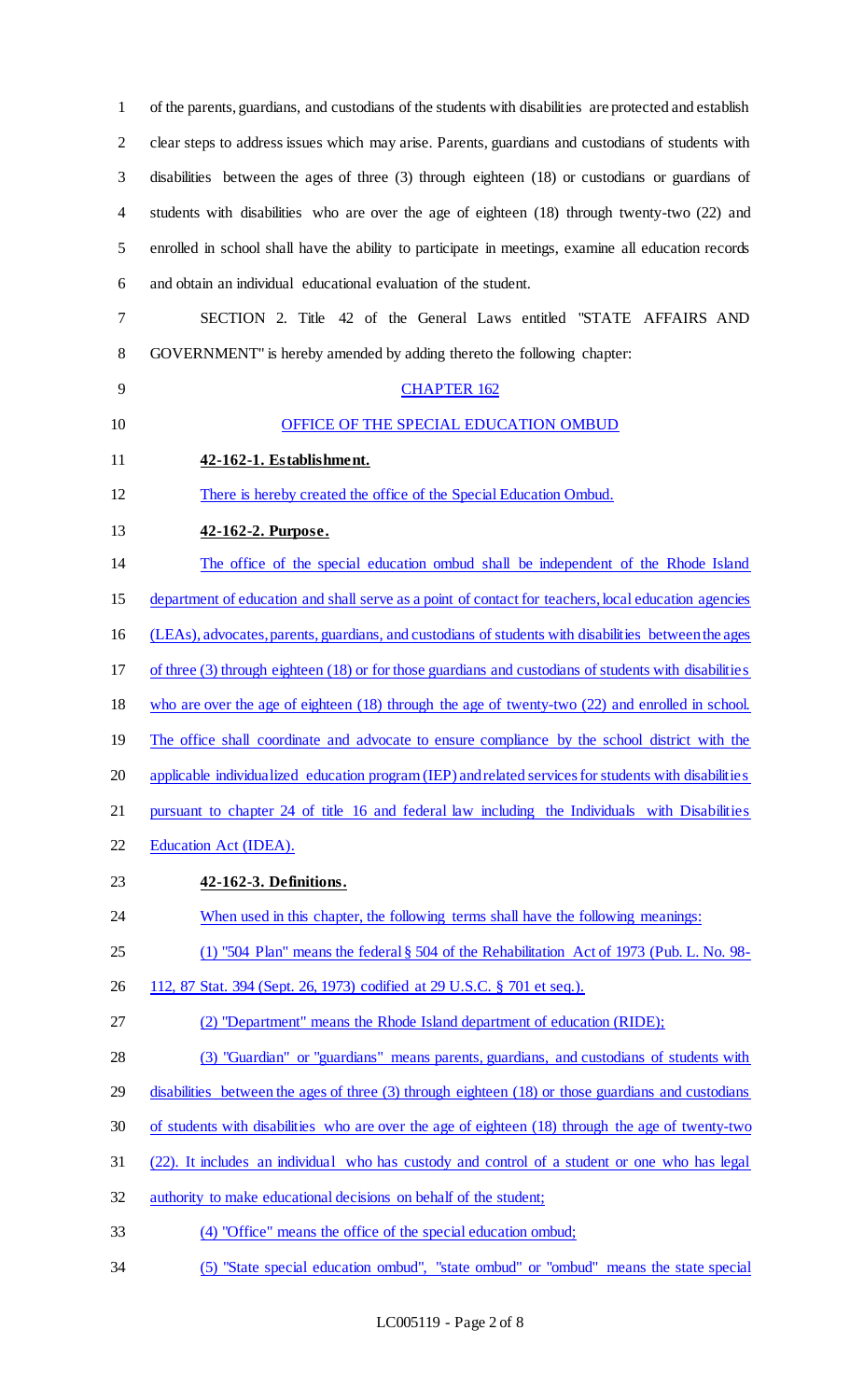of the parents, guardians, and custodians of the students with disabilities are protected and establish clear steps to address issues which may arise. Parents, guardians and custodians of students with disabilities between the ages of three (3) through eighteen (18) or custodians or guardians of students with disabilities who are over the age of eighteen (18) through twenty-two (22) and enrolled in school shall have the ability to participate in meetings, examine all education records and obtain an individual educational evaluation of the student.

SECTION 2. Title 42 of the General Laws entitled "STATE AFFAIRS AND GOVERNMENT" is hereby amended by adding thereto the following chapter:

CHAPTER 162

OFFICE OF THE SPECIAL EDUCATION OMBUD

**42-162-1. Establishment.**

There is hereby created the office of the Special Education Ombud.

**42-162-2. Purpose.**

The office of the special education ombud shall be independent of the Rhode Island department of education and shall serve as a point of contact for teachers, local education agencies (LEAs), advocates, parents, guardians, and custodians of students with disabilities between the ages of three (3) through eighteen (18) or for those guardians and custodians of students with disabilities who are over the age of eighteen (18) through the age of twenty-two (22) and enrolled in school. The office shall coordinate and advocate to ensure compliance by the school district with the applicable individualized education program (IEP) and related services for students with disabilities pursuant to chapter 24 of title 16 and federal law including the Individuals with Disabilities Education Act (IDEA).

**42-162-3. Definitions.**

When used in this chapter, the following terms shall have the following meanings:

(1) "504 Plan" means the federal § 504 of the Rehabilitation Act of 1973 (Pub. L. No. 98-112, 87 Stat. 394 (Sept. 26, 1973) codified at 29 U.S.C. § 701 et seq.).

(2) "Department" means the Rhode Island department of education (RIDE);

(3) "Guardian" or "guardians" means parents, guardians, and custodians of students with disabilities between the ages of three (3) through eighteen (18) or those guardians and custodians of students with disabilities who are over the age of eighteen (18) through the age of twenty-two (22). It includes an individual who has custody and control of a student or one who has legal authority to make educational decisions on behalf of the student;

(4) "Office" means the office of the special education ombud;

(5) "State special education ombud", "state ombud" or "ombud" means the state special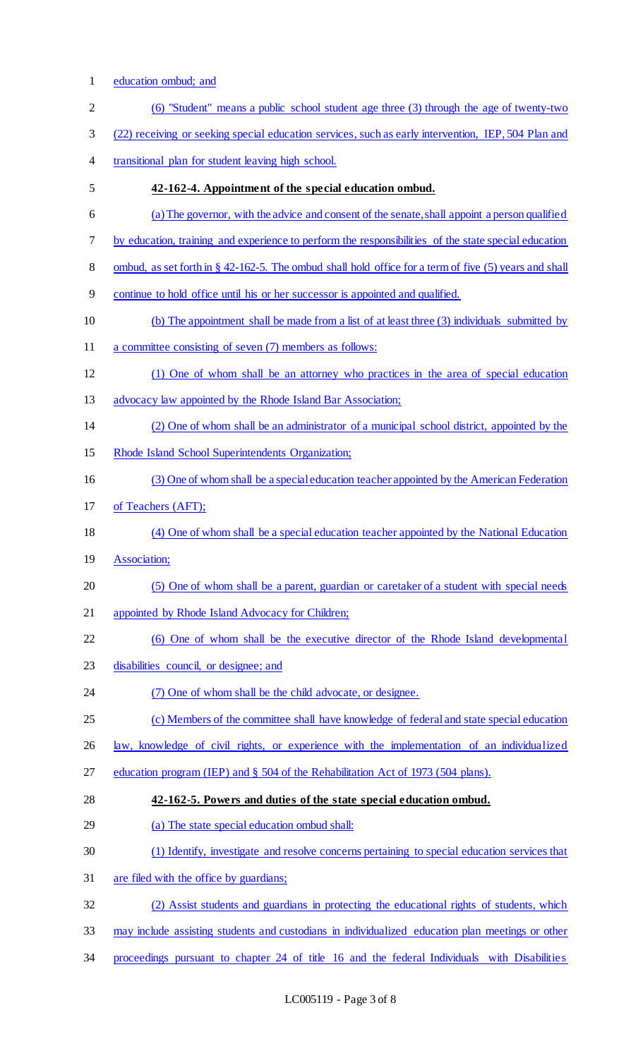education ombud; and

(6) "Student" means a public school student age three (3) through the age of twenty-two (22) receiving or seeking special education services, such as early intervention, IEP, 504 Plan and transitional plan for student leaving high school.

**42-162-4. Appointment of the special education ombud.**

(a) The governor, with the advice and consent of the senate, shall appoint a person qualified by education, training and experience to perform the responsibilities of the state special education ombud, as set forth in § 42-162-5. The ombud shall hold office for a term of five (5) years and shall continue to hold office until his or her successor is appointed and qualified.

(b) The appointment shall be made from a list of at least three (3) individuals submitted by a committee consisting of seven (7) members as follows:

(1) One of whom shall be an attorney who practices in the area of special education advocacy law appointed by the Rhode Island Bar Association;

(2) One of whom shall be an administrator of a municipal school district, appointed by the Rhode Island School Superintendents Organization;

(3) One of whom shall be a special education teacher appointed by the American Federation of Teachers (AFT);

(4) One of whom shall be a special education teacher appointed by the National Education Association;

(5) One of whom shall be a parent, guardian or caretaker of a student with special needs appointed by Rhode Island Advocacy for Children;

(6) One of whom shall be the executive director of the Rhode Island developmental disabilities council, or designee; and

(7) One of whom shall be the child advocate, or designee.

(c) Members of the committee shall have knowledge of federal and state special education law, knowledge of civil rights, or experience with the implementation of an individualized education program (IEP) and § 504 of the Rehabilitation Act of 1973 (504 plans).

**42-162-5. Powers and duties of the state special education ombud.**

(a) The state special education ombud shall:

(1) Identify, investigate and resolve concerns pertaining to special education services that are filed with the office by guardians;

(2) Assist students and guardians in protecting the educational rights of students, which may include assisting students and custodians in individualized education plan meetings or other proceedings pursuant to chapter 24 of title 16 and the federal Individuals with Disabilities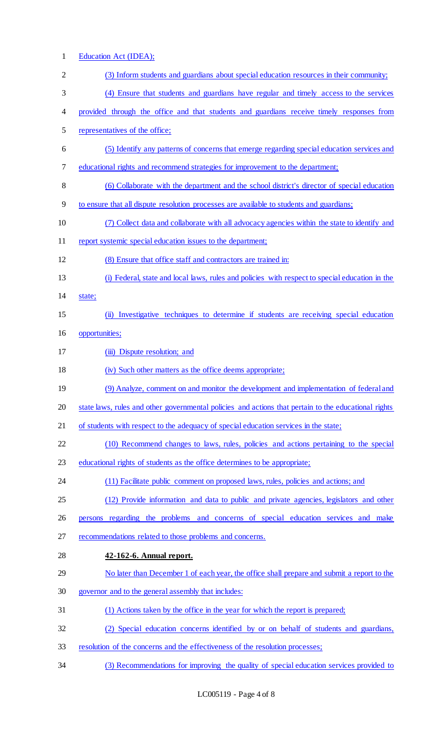Education Act (IDEA);

(3) Inform students and guardians about special education resources in their community;

(4) Ensure that students and guardians have regular and timely access to the services provided through the office and that students and guardians receive timely responses from representatives of the office;

(5) Identify any patterns of concerns that emerge regarding special education services and educational rights and recommend strategies for improvement to the department;

(6) Collaborate with the department and the school district's director of special education to ensure that all dispute resolution processes are available to students and guardians;

(7) Collect data and collaborate with all advocacy agencies within the state to identify and report systemic special education issues to the department;

(8) Ensure that office staff and contractors are trained in:

(i) Federal, state and local laws, rules and policies with respect to special education in the state;

(ii) Investigative techniques to determine if students are receiving special education opportunities;

(iii) Dispute resolution; and

(iv) Such other matters as the office deems appropriate;

(9) Analyze, comment on and monitor the development and implementation of federal and state laws, rules and other governmental policies and actions that pertain to the educational rights of students with respect to the adequacy of special education services in the state;

(10) Recommend changes to laws, rules, policies and actions pertaining to the special educational rights of students as the office determines to be appropriate;

(11) Facilitate public comment on proposed laws, rules, policies and actions; and

(12) Provide information and data to public and private agencies, legislators and other persons regarding the problems and concerns of special education services and make recommendations related to those problems and concerns.

**42-162-6. Annual report.**

No later than December 1 of each year, the office shall prepare and submit a report to the governor and to the general assembly that includes:

(1) Actions taken by the office in the year for which the report is prepared;

(2) Special education concerns identified by or on behalf of students and guardians, resolution of the concerns and the effectiveness of the resolution processes;

(3) Recommendations for improving the quality of special education services provided to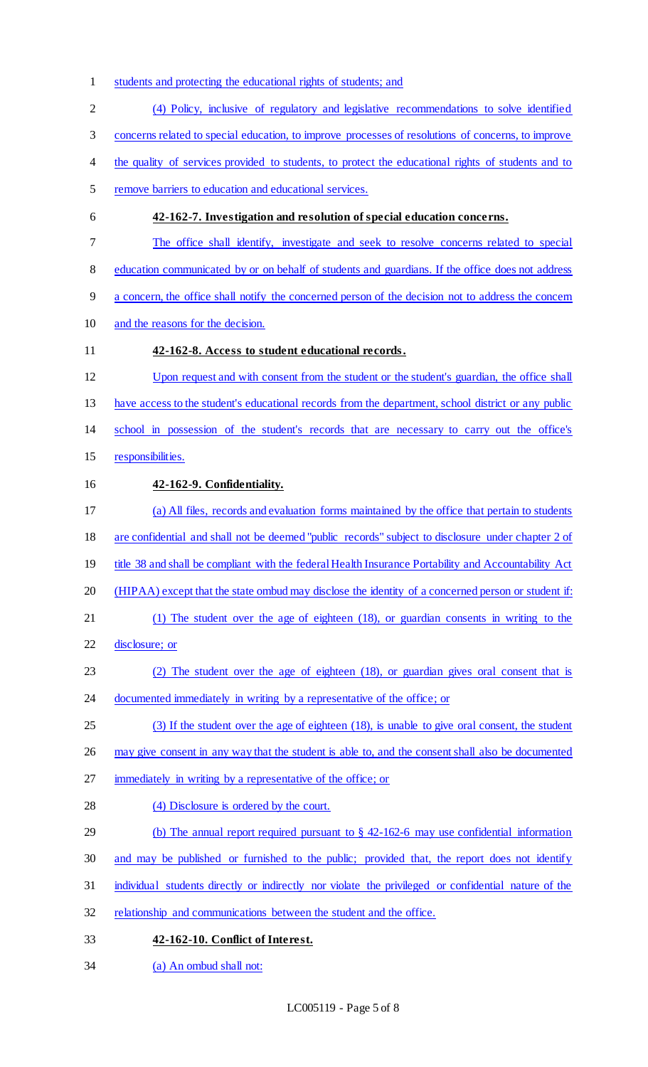students and protecting the educational rights of students; and

(4) Policy, inclusive of regulatory and legislative recommendations to solve identified concerns related to special education, to improve processes of resolutions of concerns, to improve the quality of services provided to students, to protect the educational rights of students and to remove barriers to education and educational services.

**42-162-7. Investigation and resolution of special education concerns.**

The office shall identify, investigate and seek to resolve concerns related to special education communicated by or on behalf of students and guardians. If the office does not address a concern, the office shall notify the concerned person of the decision not to address the concern and the reasons for the decision.

**42-162-8. Access to student educational records.**

Upon request and with consent from the student or the student's guardian, the office shall have access to the student's educational records from the department, school district or any public school in possession of the student's records that are necessary to carry out the office's responsibilities.

**42-162-9. Confidentiality.**

(a) All files, records and evaluation forms maintained by the office that pertain to students are confidential and shall not be deemed "public records" subject to disclosure under chapter 2 of title 38 and shall be compliant with the federal Health Insurance Portability and Accountability Act (HIPAA) except that the state ombud may disclose the identity of a concerned person or student if:

(1) The student over the age of eighteen (18), or guardian consents in writing to the disclosure; or

(2) The student over the age of eighteen (18), or guardian gives oral consent that is documented immediately in writing by a representative of the office; or

(3) If the student over the age of eighteen (18), is unable to give oral consent, the student may give consent in any way that the student is able to, and the consent shall also be documented immediately in writing by a representative of the office; or

(4) Disclosure is ordered by the court.

(b) The annual report required pursuant to § 42-162-6 may use confidential information and may be published or furnished to the public; provided that, the report does not identify individual students directly or indirectly nor violate the privileged or confidential nature of the relationship and communications between the student and the office.

**42-162-10. Conflict of Interest.**

(a) An ombud shall not: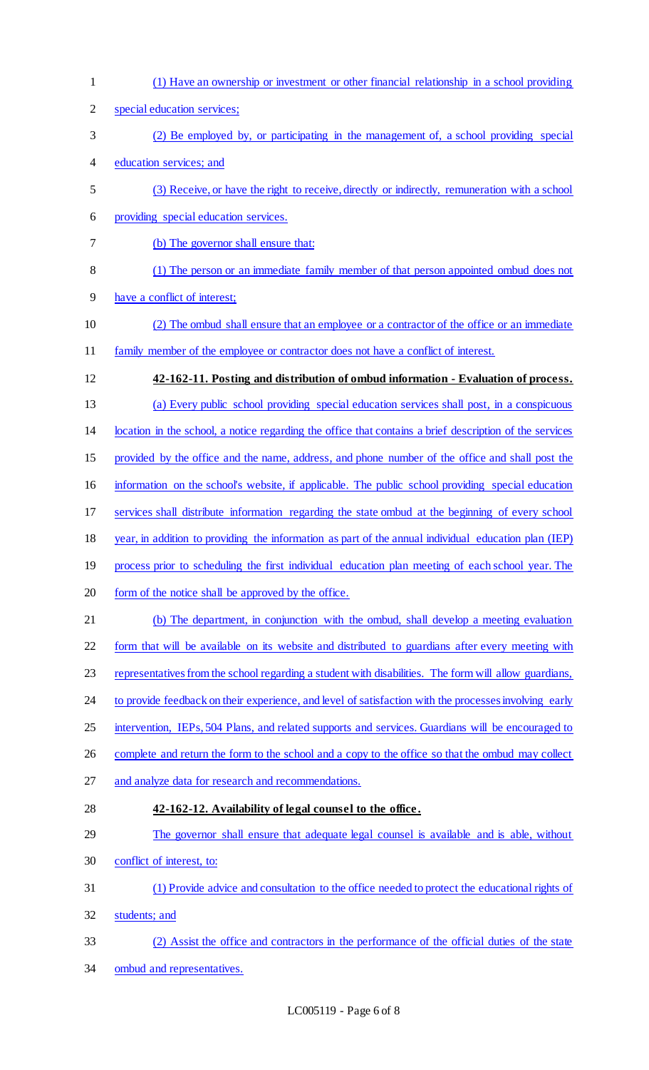(1) Have an ownership or investment or other financial relationship in a school providing special education services;

(2) Be employed by, or participating in the management of, a school providing special education services; and

(3) Receive, or have the right to receive, directly or indirectly, remuneration with a school providing special education services.

(b) The governor shall ensure that:

(1) The person or an immediate family member of that person appointed ombud does not have a conflict of interest;

(2) The ombud shall ensure that an employee or a contractor of the office or an immediate family member of the employee or contractor does not have a conflict of interest.

**42-162-11. Posting and distribution of ombud information - Evaluation of process.**

(a) Every public school providing special education services shall post, in a conspicuous location in the school, a notice regarding the office that contains a brief description of the services provided by the office and the name, address, and phone number of the office and shall post the information on the school's website, if applicable. The public school providing special education services shall distribute information regarding the state ombud at the beginning of every school year, in addition to providing the information as part of the annual individual education plan (IEP) process prior to scheduling the first individual education plan meeting of each school year. The form of the notice shall be approved by the office.

(b) The department, in conjunction with the ombud, shall develop a meeting evaluation form that will be available on its website and distributed to guardians after every meeting with representatives from the school regarding a student with disabilities. The form will allow guardians, to provide feedback on their experience, and level of satisfaction with the processes involving early intervention, IEPs, 504 Plans, and related supports and services. Guardians will be encouraged to complete and return the form to the school and a copy to the office so that the ombud may collect and analyze data for research and recommendations.

**42-162-12. Availability of legal counsel to the office.**

The governor shall ensure that adequate legal counsel is available and is able, without conflict of interest, to:

(1) Provide advice and consultation to the office needed to protect the educational rights of students; and

(2) Assist the office and contractors in the performance of the official duties of the state ombud and representatives.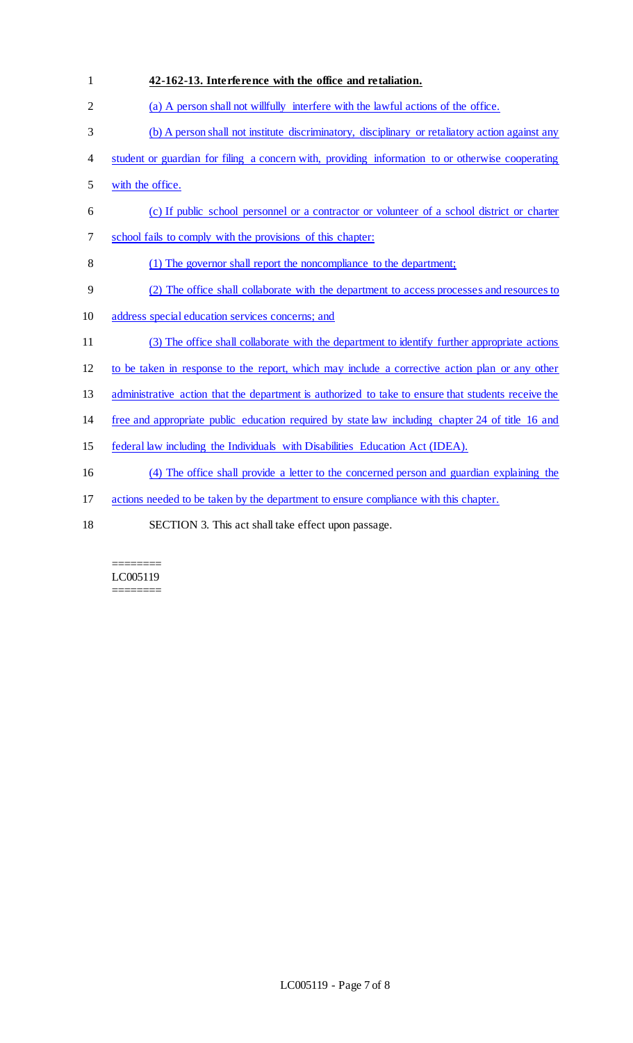**42-162-13. Interference with the office and retaliation.**

(a) A person shall not willfully interfere with the lawful actions of the office.

(b) A person shall not institute discriminatory, disciplinary or retaliatory action against any student or guardian for filing a concern with, providing information to or otherwise cooperating with the office.

(c) If public school personnel or a contractor or volunteer of a school district or charter school fails to comply with the provisions of this chapter:

(1) The governor shall report the noncompliance to the department;

(2) The office shall collaborate with the department to access processes and resources to address special education services concerns; and

(3) The office shall collaborate with the department to identify further appropriate actions to be taken in response to the report, which may include a corrective action plan or any other administrative action that the department is authorized to take to ensure that students receive the free and appropriate public education required by state law including chapter 24 of title 16 and federal law including the Individuals with Disabilities Education Act (IDEA).

(4) The office shall provide a letter to the concerned person and guardian explaining the actions needed to be taken by the department to ensure compliance with this chapter.

SECTION 3. This act shall take effect upon passage.

========
LC005119
========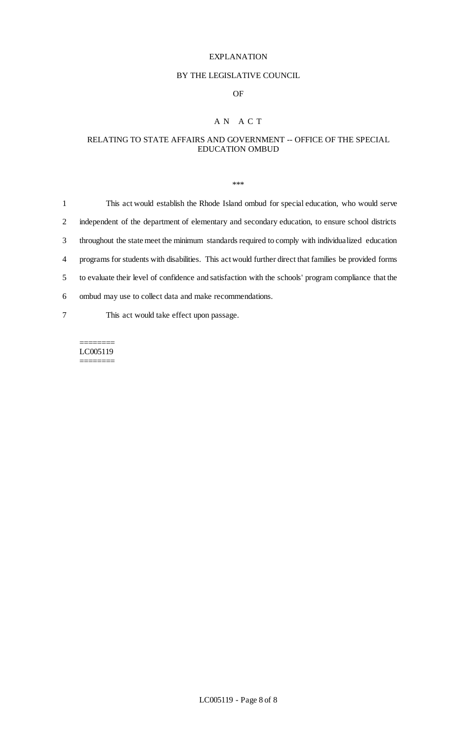EXPLANATION

BY THE LEGISLATIVE COUNCIL

OF

A N A C T

RELATING TO STATE AFFAIRS AND GOVERNMENT -- OFFICE OF THE SPECIAL EDUCATION OMBUD

***

This act would establish the Rhode Island ombud for special education, who would serve independent of the department of elementary and secondary education, to ensure school districts throughout the state meet the minimum standards required to comply with individualized education programs for students with disabilities. This act would further direct that families be provided forms to evaluate their level of confidence and satisfaction with the schools' program compliance that the ombud may use to collect data and make recommendations.

This act would take effect upon passage.

========
LC005119
========